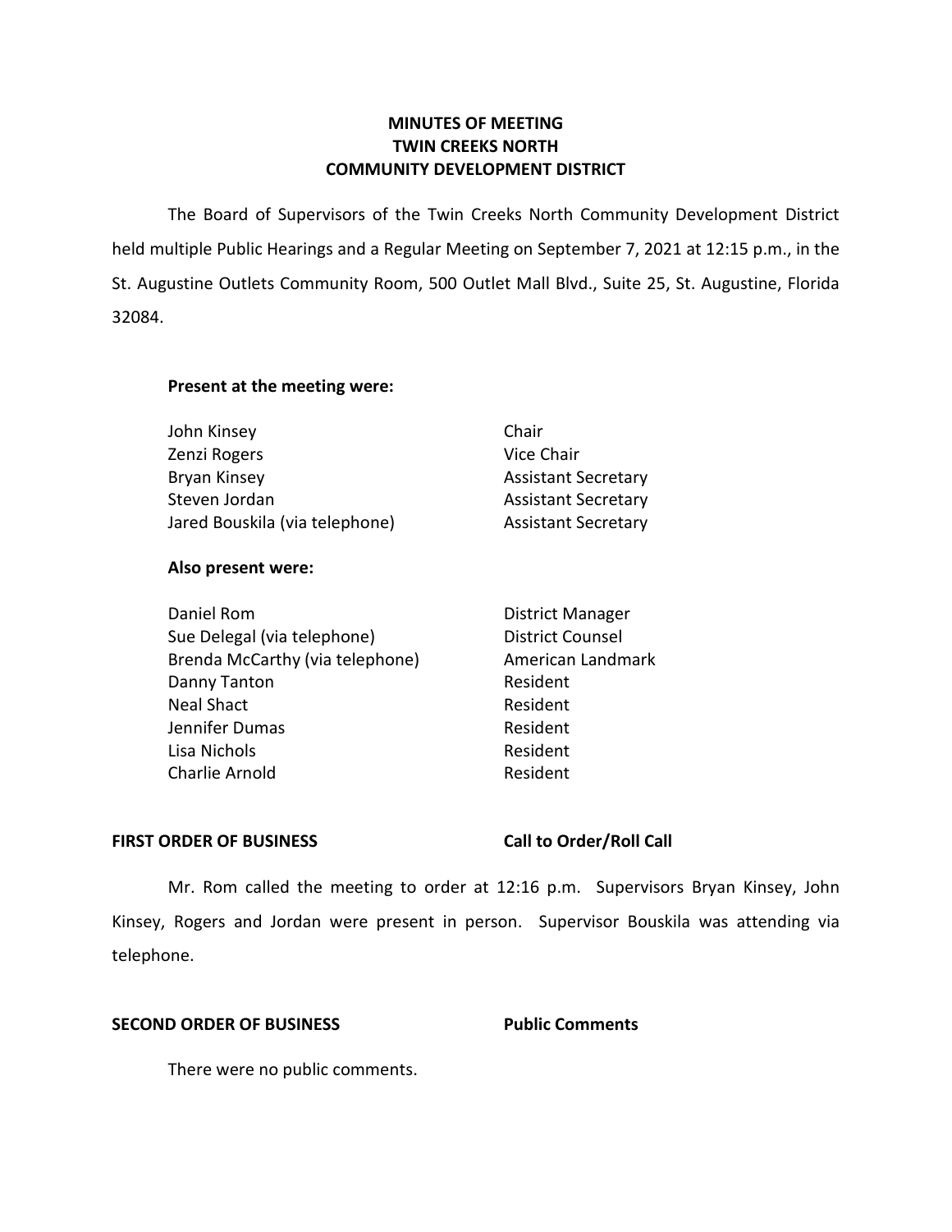# MINUTES OF MEETING
# TWIN CREEKS NORTH
# COMMUNITY DEVELOPMENT DISTRICT

The Board of Supervisors of the Twin Creeks North Community Development District held multiple Public Hearings and a Regular Meeting on September 7, 2021 at 12:15 p.m., in the St. Augustine Outlets Community Room, 500 Outlet Mall Blvd., Suite 25, St. Augustine, Florida 32084.

**Present at the meeting were:**

| | |
|---|---|
| John Kinsey | Chair |
| Zenzi Rogers | Vice Chair |
| Bryan Kinsey | Assistant Secretary |
| Steven Jordan | Assistant Secretary |
| Jared Bouskila (via telephone) | Assistant Secretary |

**Also present were:**

| | |
|---|---|
| Daniel Rom | District Manager |
| Sue Delegal (via telephone) | District Counsel |
| Brenda McCarthy (via telephone) | American Landmark |
| Danny Tanton | Resident |
| Neal Shact | Resident |
| Jennifer Dumas | Resident |
| Lisa Nichols | Resident |
| Charlie Arnold | Resident |

**FIRST ORDER OF BUSINESS** **Call to Order/Roll Call**

Mr. Rom called the meeting to order at 12:16 p.m. Supervisors Bryan Kinsey, John Kinsey, Rogers and Jordan were present in person. Supervisor Bouskila was attending via telephone.

**SECOND ORDER OF BUSINESS** **Public Comments**

There were no public comments.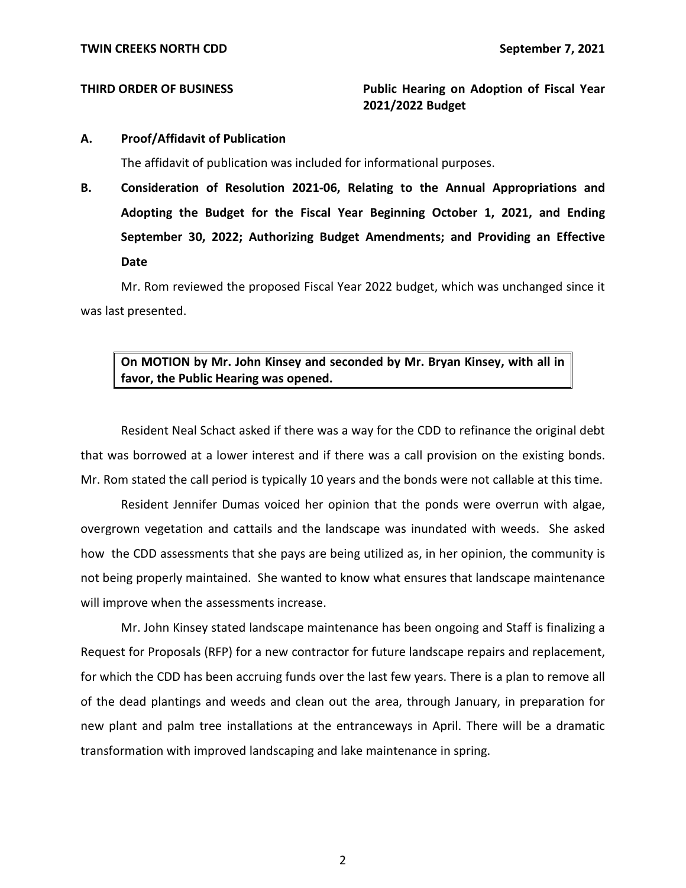**THIRD ORDER OF BUSINESS** **Public Hearing on Adoption of Fiscal Year 2021/2022 Budget**

**A. Proof/Affidavit of Publication**

The affidavit of publication was included for informational purposes.

**B. Consideration of Resolution 2021-06, Relating to the Annual Appropriations and Adopting the Budget for the Fiscal Year Beginning October 1, 2021, and Ending September 30, 2022; Authorizing Budget Amendments; and Providing an Effective Date**

Mr. Rom reviewed the proposed Fiscal Year 2022 budget, which was unchanged since it was last presented.

**On MOTION by Mr. John Kinsey and seconded by Mr. Bryan Kinsey, with all in favor, the Public Hearing was opened.**

Resident Neal Schact asked if there was a way for the CDD to refinance the original debt that was borrowed at a lower interest and if there was a call provision on the existing bonds. Mr. Rom stated the call period is typically 10 years and the bonds were not callable at this time.

Resident Jennifer Dumas voiced her opinion that the ponds were overrun with algae, overgrown vegetation and cattails and the landscape was inundated with weeds. She asked how the CDD assessments that she pays are being utilized as, in her opinion, the community is not being properly maintained. She wanted to know what ensures that landscape maintenance will improve when the assessments increase.

Mr. John Kinsey stated landscape maintenance has been ongoing and Staff is finalizing a Request for Proposals (RFP) for a new contractor for future landscape repairs and replacement, for which the CDD has been accruing funds over the last few years. There is a plan to remove all of the dead plantings and weeds and clean out the area, through January, in preparation for new plant and palm tree installations at the entranceways in April. There will be a dramatic transformation with improved landscaping and lake maintenance in spring.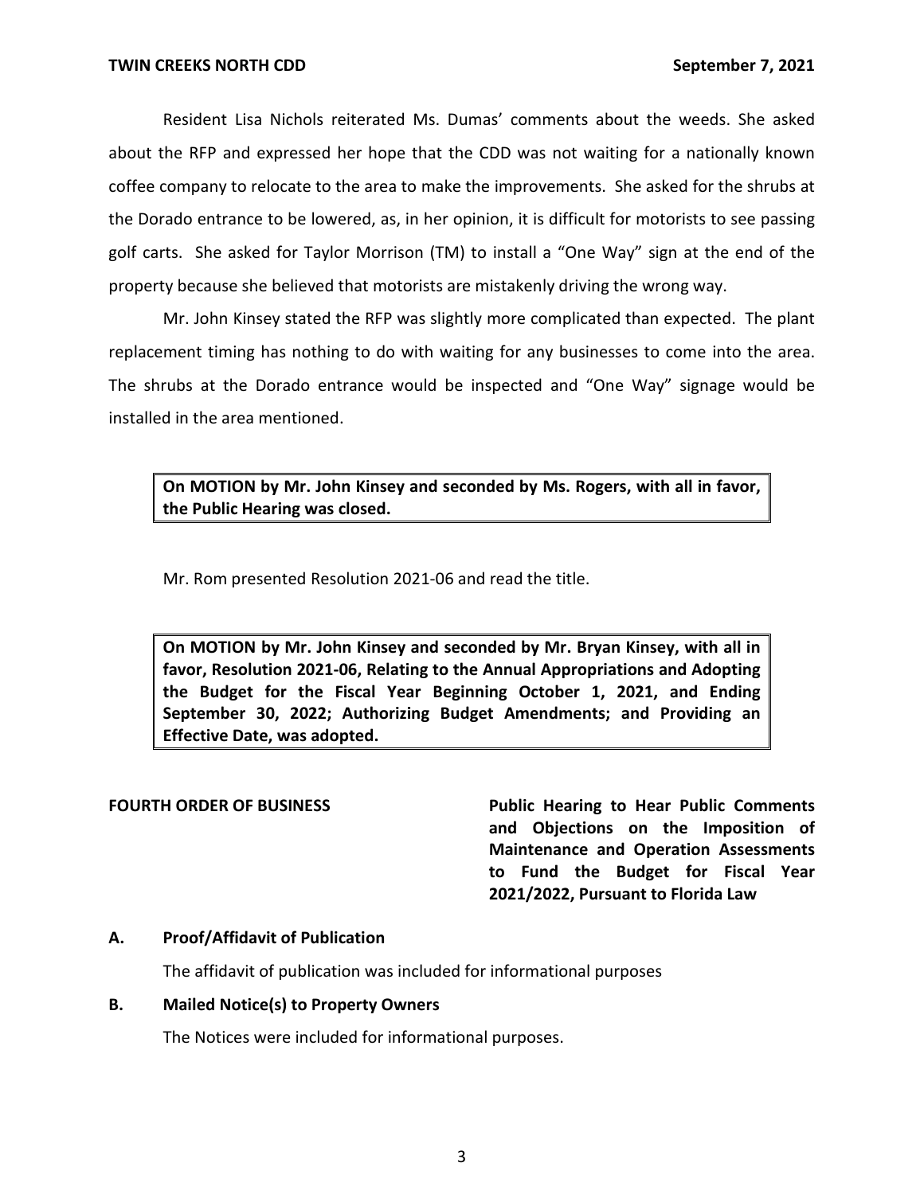Resident Lisa Nichols reiterated Ms. Dumas' comments about the weeds. She asked about the RFP and expressed her hope that the CDD was not waiting for a nationally known coffee company to relocate to the area to make the improvements. She asked for the shrubs at the Dorado entrance to be lowered, as, in her opinion, it is difficult for motorists to see passing golf carts. She asked for Taylor Morrison (TM) to install a "One Way" sign at the end of the property because she believed that motorists are mistakenly driving the wrong way.

Mr. John Kinsey stated the RFP was slightly more complicated than expected. The plant replacement timing has nothing to do with waiting for any businesses to come into the area. The shrubs at the Dorado entrance would be inspected and "One Way" signage would be installed in the area mentioned.

**On MOTION by Mr. John Kinsey and seconded by Ms. Rogers, with all in favor, the Public Hearing was closed.**

Mr. Rom presented Resolution 2021-06 and read the title.

**On MOTION by Mr. John Kinsey and seconded by Mr. Bryan Kinsey, with all in favor, Resolution 2021-06, Relating to the Annual Appropriations and Adopting the Budget for the Fiscal Year Beginning October 1, 2021, and Ending September 30, 2022; Authorizing Budget Amendments; and Providing an Effective Date, was adopted.**

**FOURTH ORDER OF BUSINESS** **Public Hearing to Hear Public Comments and Objections on the Imposition of Maintenance and Operation Assessments to Fund the Budget for Fiscal Year 2021/2022, Pursuant to Florida Law**

**A. Proof/Affidavit of Publication**

The affidavit of publication was included for informational purposes

**B. Mailed Notice(s) to Property Owners**

The Notices were included for informational purposes.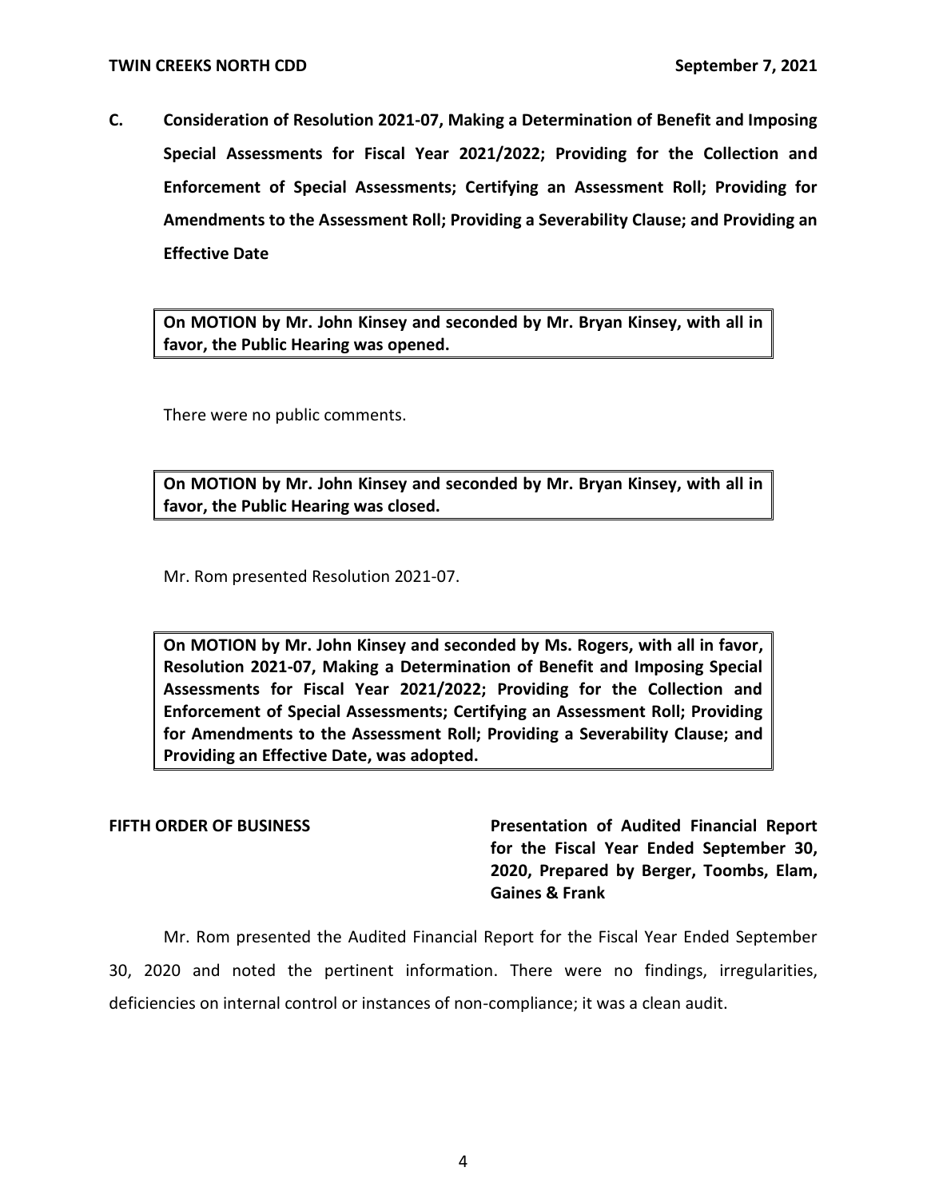**C. Consideration of Resolution 2021-07, Making a Determination of Benefit and Imposing Special Assessments for Fiscal Year 2021/2022; Providing for the Collection and Enforcement of Special Assessments; Certifying an Assessment Roll; Providing for Amendments to the Assessment Roll; Providing a Severability Clause; and Providing an Effective Date**

> **On MOTION by Mr. John Kinsey and seconded by Mr. Bryan Kinsey, with all in favor, the Public Hearing was opened.**

There were no public comments.

> **On MOTION by Mr. John Kinsey and seconded by Mr. Bryan Kinsey, with all in favor, the Public Hearing was closed.**

Mr. Rom presented Resolution 2021-07.

> **On MOTION by Mr. John Kinsey and seconded by Ms. Rogers, with all in favor, Resolution 2021-07, Making a Determination of Benefit and Imposing Special Assessments for Fiscal Year 2021/2022; Providing for the Collection and Enforcement of Special Assessments; Certifying an Assessment Roll; Providing for Amendments to the Assessment Roll; Providing a Severability Clause; and Providing an Effective Date, was adopted.**

**FIFTH ORDER OF BUSINESS** **Presentation of Audited Financial Report for the Fiscal Year Ended September 30, 2020, Prepared by Berger, Toombs, Elam, Gaines & Frank**

Mr. Rom presented the Audited Financial Report for the Fiscal Year Ended September 30, 2020 and noted the pertinent information. There were no findings, irregularities, deficiencies on internal control or instances of non-compliance; it was a clean audit.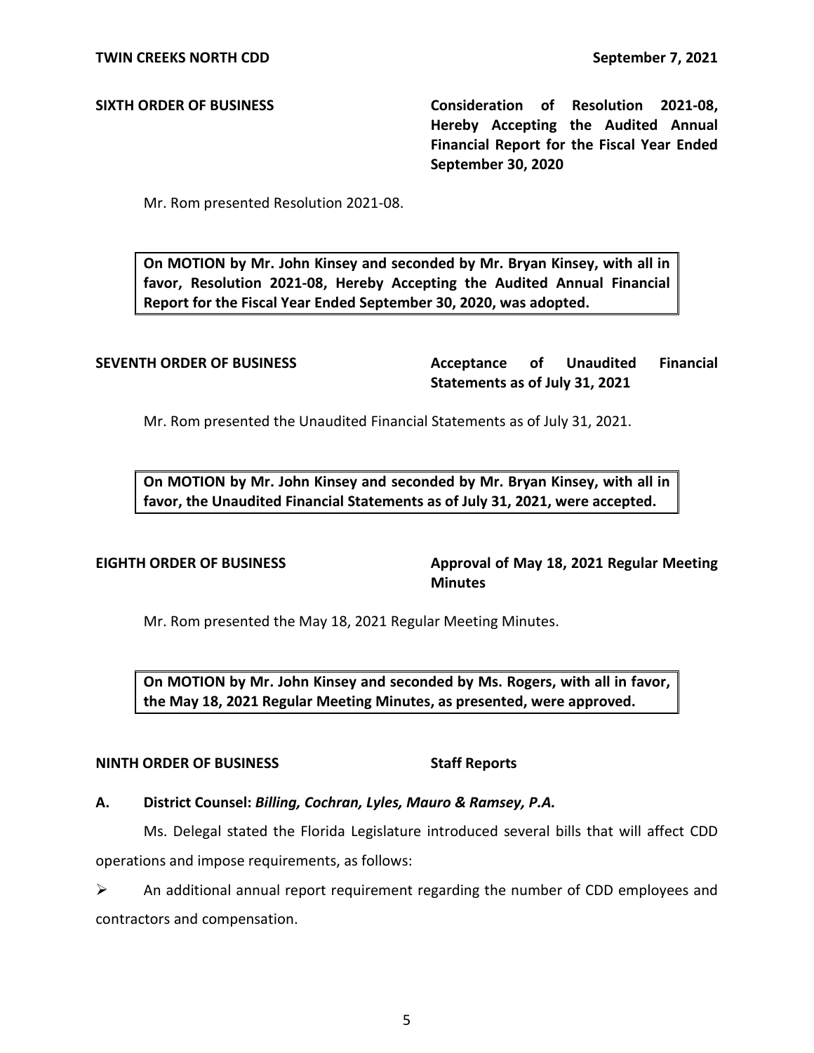**SIXTH ORDER OF BUSINESS** | **Consideration of Resolution 2021-08, Hereby Accepting the Audited Annual Financial Report for the Fiscal Year Ended September 30, 2020**

Mr. Rom presented Resolution 2021-08.

> **On MOTION by Mr. John Kinsey and seconded by Mr. Bryan Kinsey, with all in favor, Resolution 2021-08, Hereby Accepting the Audited Annual Financial Report for the Fiscal Year Ended September 30, 2020, was adopted.**

**SEVENTH ORDER OF BUSINESS** | **Acceptance of Unaudited Financial Statements as of July 31, 2021**

Mr. Rom presented the Unaudited Financial Statements as of July 31, 2021.

> **On MOTION by Mr. John Kinsey and seconded by Mr. Bryan Kinsey, with all in favor, the Unaudited Financial Statements as of July 31, 2021, were accepted.**

**EIGHTH ORDER OF BUSINESS** | **Approval of May 18, 2021 Regular Meeting Minutes**

Mr. Rom presented the May 18, 2021 Regular Meeting Minutes.

> **On MOTION by Mr. John Kinsey and seconded by Ms. Rogers, with all in favor, the May 18, 2021 Regular Meeting Minutes, as presented, were approved.**

**NINTH ORDER OF BUSINESS** | **Staff Reports**

**A. District Counsel:** ***Billing, Cochran, Lyles, Mauro & Ramsey, P.A.***

Ms. Delegal stated the Florida Legislature introduced several bills that will affect CDD operations and impose requirements, as follows:

- An additional annual report requirement regarding the number of CDD employees and contractors and compensation.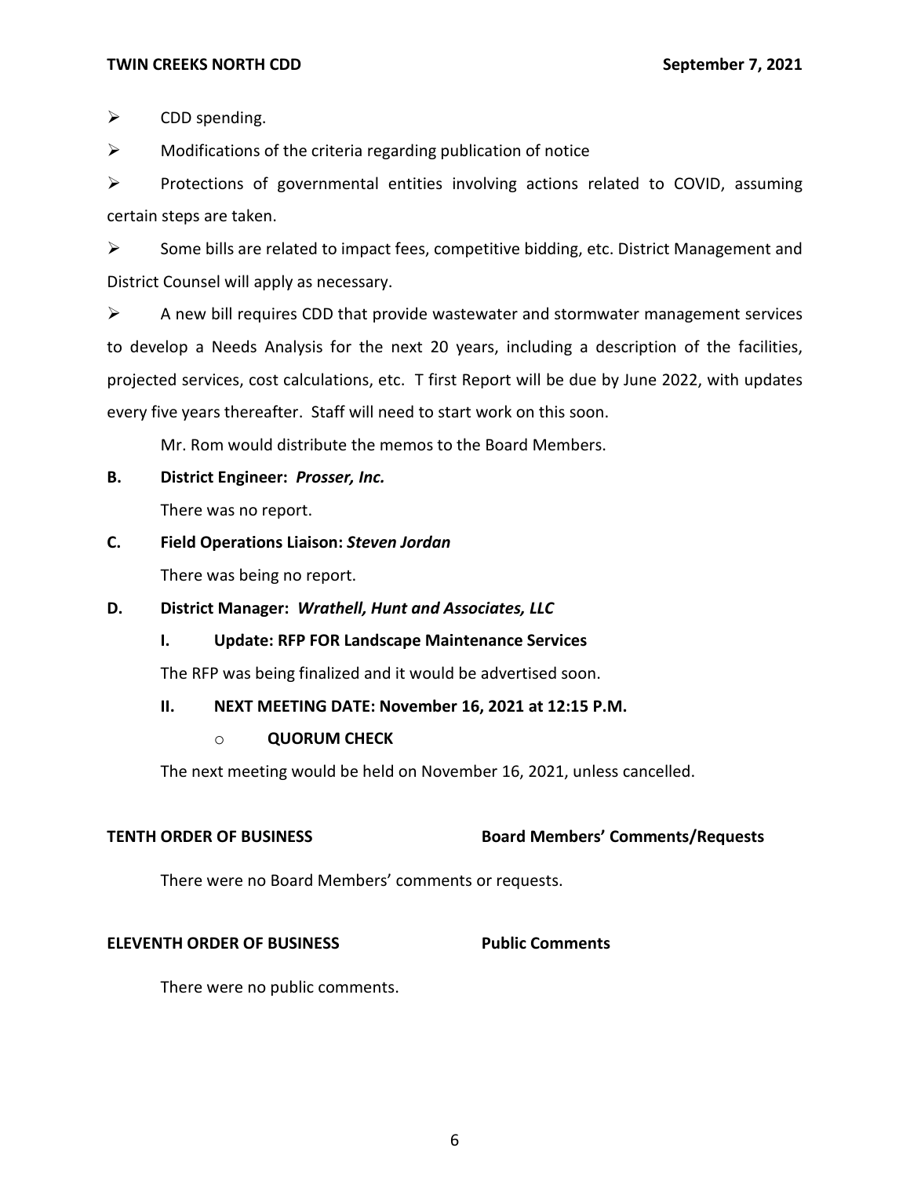- CDD spending.
- Modifications of the criteria regarding publication of notice
- Protections of governmental entities involving actions related to COVID, assuming certain steps are taken.
- Some bills are related to impact fees, competitive bidding, etc. District Management and District Counsel will apply as necessary.
- A new bill requires CDD that provide wastewater and stormwater management services to develop a Needs Analysis for the next 20 years, including a description of the facilities, projected services, cost calculations, etc. T first Report will be due by June 2022, with updates every five years thereafter. Staff will need to start work on this soon.

Mr. Rom would distribute the memos to the Board Members.

**B. District Engineer: *Prosser, Inc.***

There was no report.

**C. Field Operations Liaison: *Steven Jordan***

There was being no report.

**D. District Manager: *Wrathell, Hunt and Associates, LLC***

**I. Update: RFP FOR Landscape Maintenance Services**

The RFP was being finalized and it would be advertised soon.

**II. NEXT MEETING DATE: November 16, 2021 at 12:15 P.M.**

- **QUORUM CHECK**

The next meeting would be held on November 16, 2021, unless cancelled.

**TENTH ORDER OF BUSINESS** **Board Members' Comments/Requests**

There were no Board Members' comments or requests.

**ELEVENTH ORDER OF BUSINESS** **Public Comments**

There were no public comments.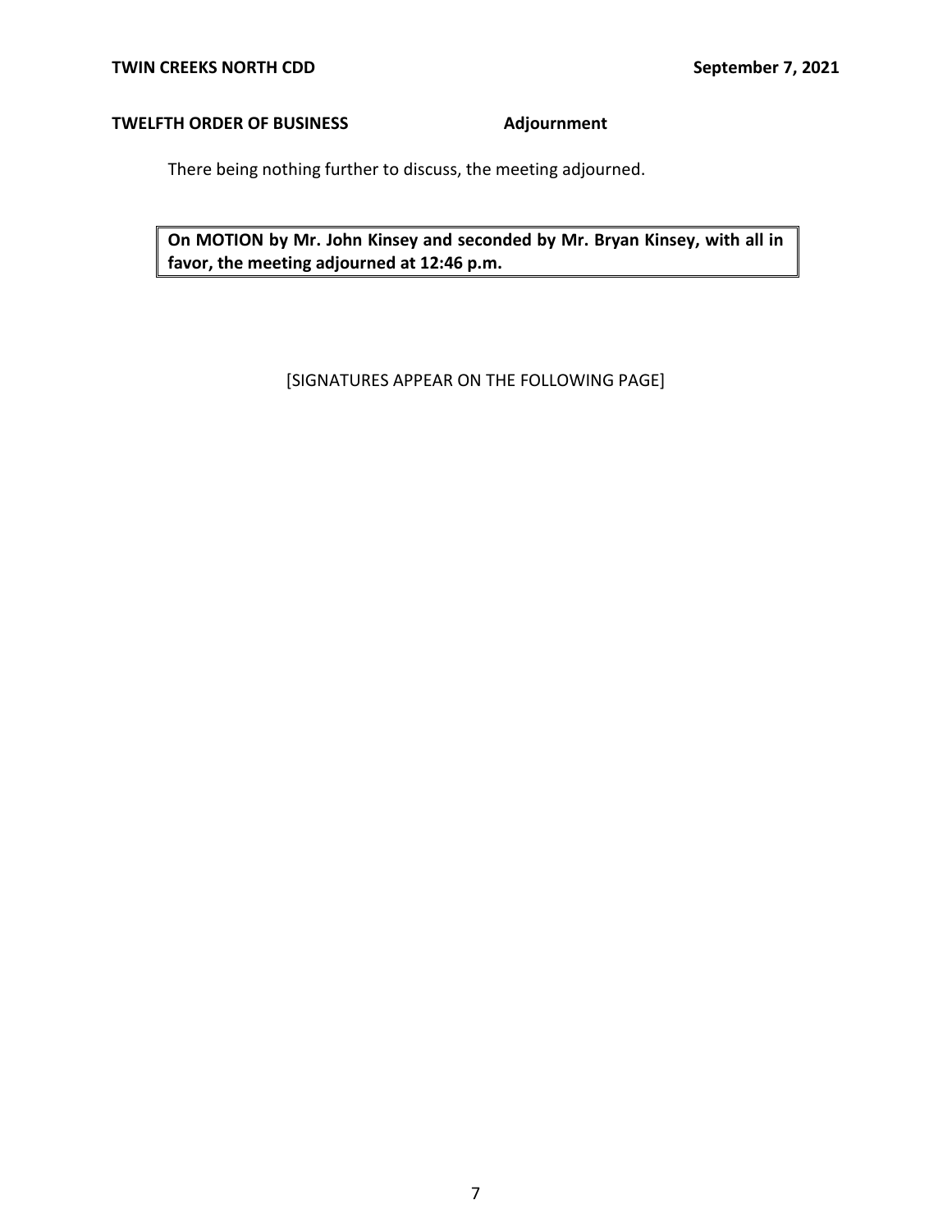**TWELFTH ORDER OF BUSINESS** **Adjournment**

There being nothing further to discuss, the meeting adjourned.

> **On MOTION by Mr. John Kinsey and seconded by Mr. Bryan Kinsey, with all in favor, the meeting adjourned at 12:46 p.m.**

[SIGNATURES APPEAR ON THE FOLLOWING PAGE]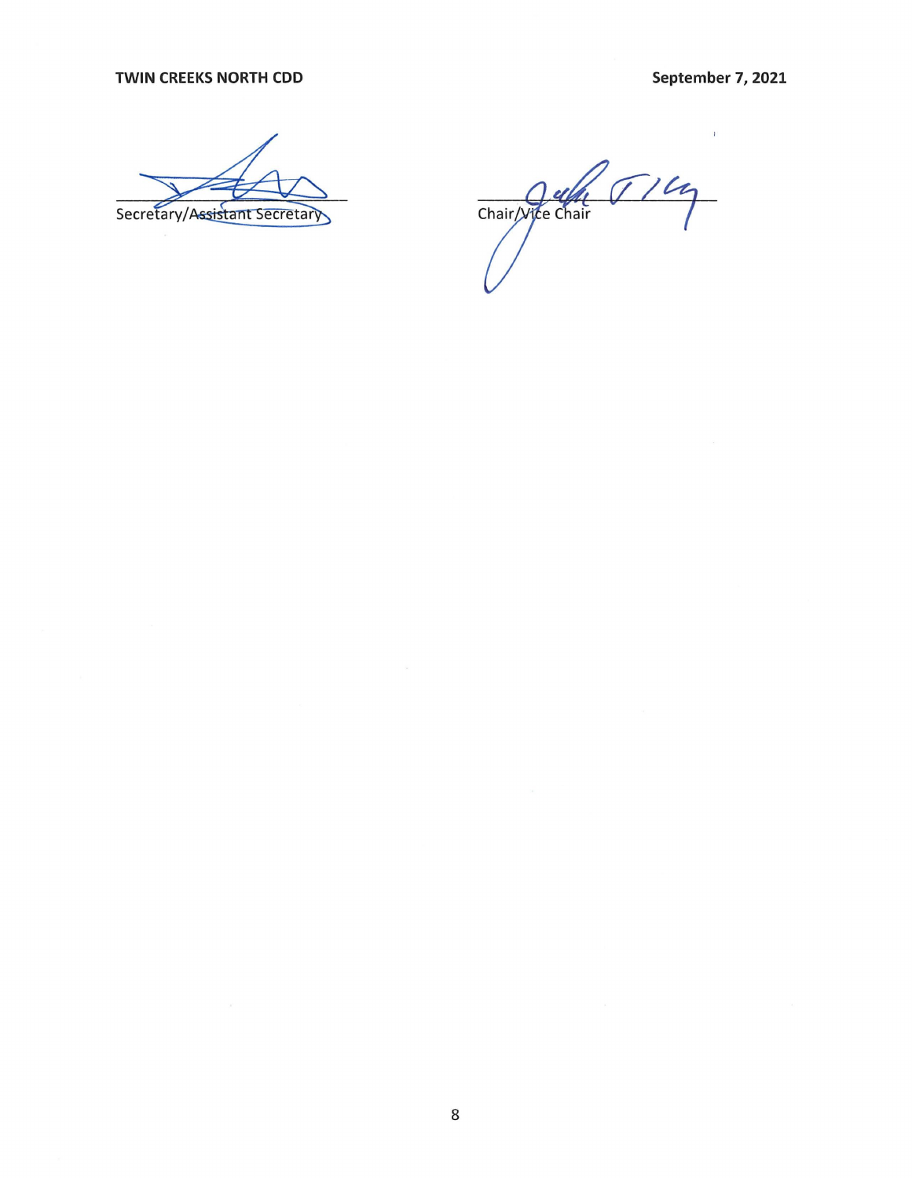\_\_\_\_\_\_\_\_\_\_\_\_\_\_\_\_\_\_\_\_\_\_\_\_\_\_\_\_\_\_
Secretary/Assistant Secretary

\_\_\_\_\_\_\_\_\_\_\_\_\_\_\_\_\_\_\_\_\_\_\_\_\_\_\_\_\_\_
Chair/Vice Chair